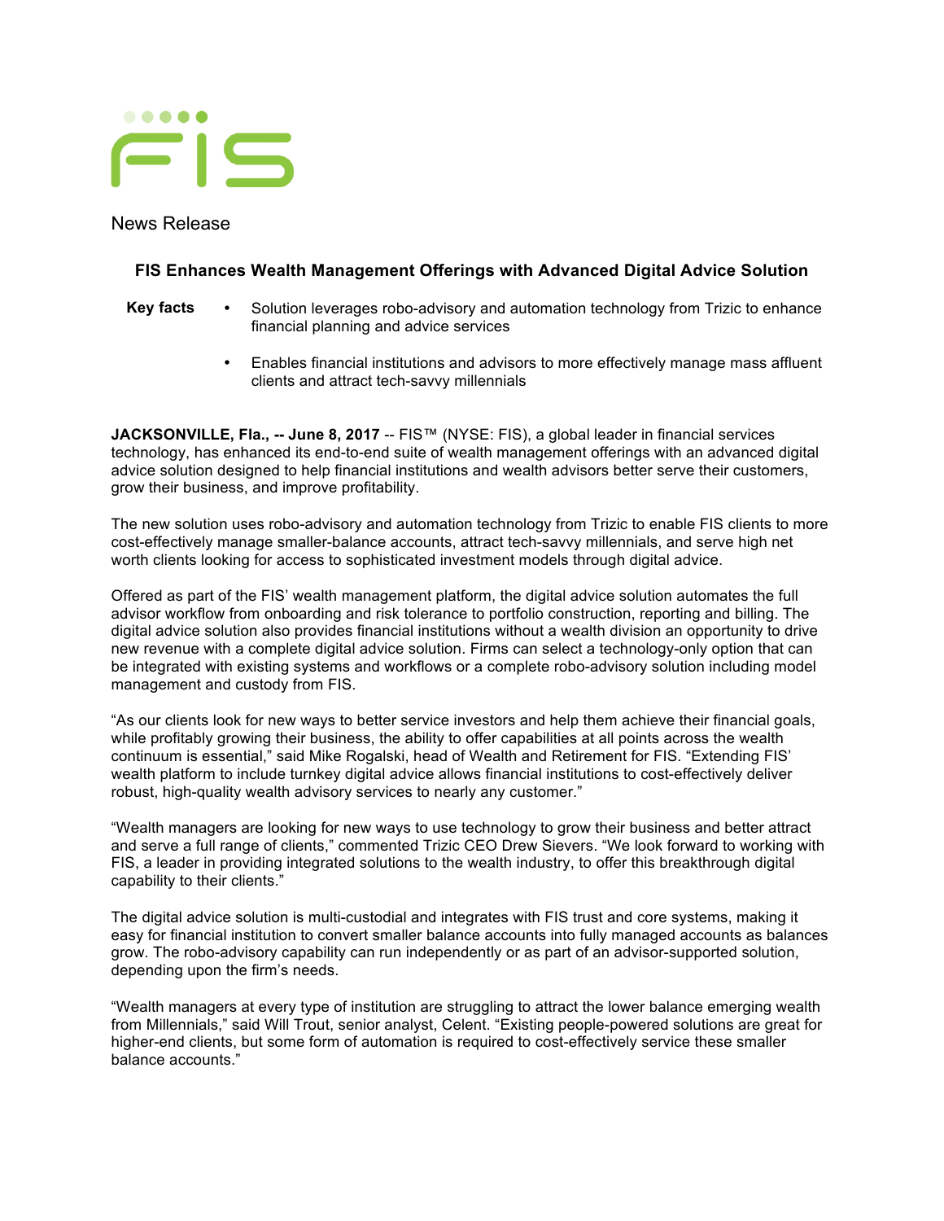News Release

## FIS Enhances Wealth Management Offerings with Advanced Digital Advice Solution

**Key facts**

- Solution leverages robo-advisory and automation technology from Trizic to enhance financial planning and advice services
- Enables financial institutions and advisors to more effectively manage mass affluent clients and attract tech-savvy millennials

**JACKSONVILLE, Fla., -- June 8, 2017** -- FIS™ (NYSE: FIS), a global leader in financial services technology, has enhanced its end-to-end suite of wealth management offerings with an advanced digital advice solution designed to help financial institutions and wealth advisors better serve their customers, grow their business, and improve profitability.

The new solution uses robo-advisory and automation technology from Trizic to enable FIS clients to more cost-effectively manage smaller-balance accounts, attract tech-savvy millennials, and serve high net worth clients looking for access to sophisticated investment models through digital advice.

Offered as part of the FIS' wealth management platform, the digital advice solution automates the full advisor workflow from onboarding and risk tolerance to portfolio construction, reporting and billing. The digital advice solution also provides financial institutions without a wealth division an opportunity to drive new revenue with a complete digital advice solution. Firms can select a technology-only option that can be integrated with existing systems and workflows or a complete robo-advisory solution including model management and custody from FIS.

"As our clients look for new ways to better service investors and help them achieve their financial goals, while profitably growing their business, the ability to offer capabilities at all points across the wealth continuum is essential," said Mike Rogalski, head of Wealth and Retirement for FIS. "Extending FIS' wealth platform to include turnkey digital advice allows financial institutions to cost-effectively deliver robust, high-quality wealth advisory services to nearly any customer."

"Wealth managers are looking for new ways to use technology to grow their business and better attract and serve a full range of clients," commented Trizic CEO Drew Sievers. "We look forward to working with FIS, a leader in providing integrated solutions to the wealth industry, to offer this breakthrough digital capability to their clients."

The digital advice solution is multi-custodial and integrates with FIS trust and core systems, making it easy for financial institution to convert smaller balance accounts into fully managed accounts as balances grow. The robo-advisory capability can run independently or as part of an advisor-supported solution, depending upon the firm's needs.

"Wealth managers at every type of institution are struggling to attract the lower balance emerging wealth from Millennials," said Will Trout, senior analyst, Celent. "Existing people-powered solutions are great for higher-end clients, but some form of automation is required to cost-effectively service these smaller balance accounts."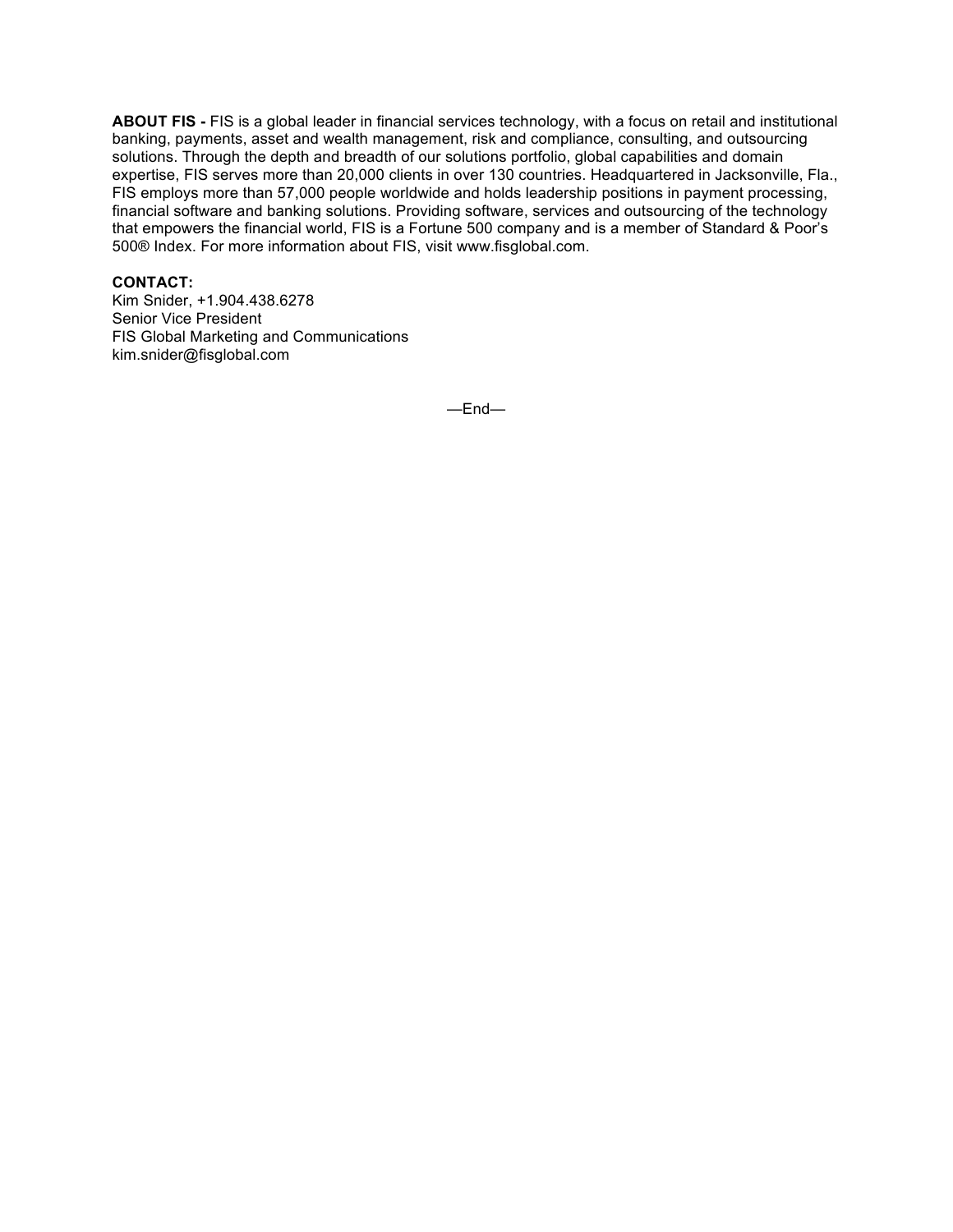**ABOUT FIS -** FIS is a global leader in financial services technology, with a focus on retail and institutional banking, payments, asset and wealth management, risk and compliance, consulting, and outsourcing solutions. Through the depth and breadth of our solutions portfolio, global capabilities and domain expertise, FIS serves more than 20,000 clients in over 130 countries. Headquartered in Jacksonville, Fla., FIS employs more than 57,000 people worldwide and holds leadership positions in payment processing, financial software and banking solutions. Providing software, services and outsourcing of the technology that empowers the financial world, FIS is a Fortune 500 company and is a member of Standard & Poor's 500® Index. For more information about FIS, visit www.fisglobal.com.

**CONTACT:**
Kim Snider, +1.904.438.6278
Senior Vice President
FIS Global Marketing and Communications
kim.snider@fisglobal.com

—End—